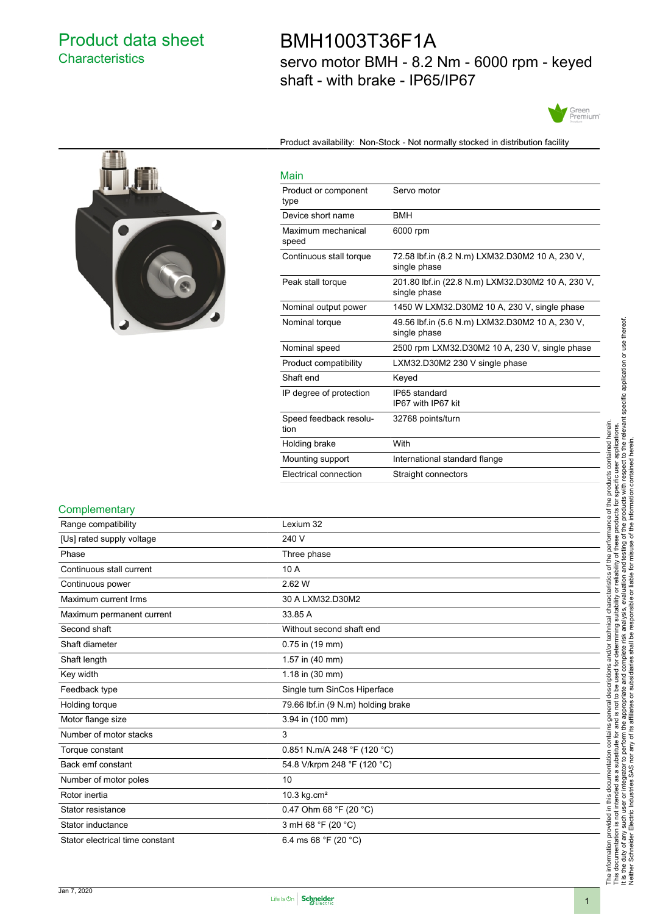# Product data sheet
## Characteristics

# BMH1003T36F1A

servo motor BMH - 8.2 Nm - 6000 rpm - keyed shaft - with brake - IP65/IP67

Product availability: Non-Stock - Not normally stocked in distribution facility

### Main

| | |
|---|---|
| Product or component type | Servo motor |
| Device short name | BMH |
| Maximum mechanical speed | 6000 rpm |
| Continuous stall torque | 72.58 lbf.in (8.2 N.m) LXM32.D30M2 10 A, 230 V, single phase |
| Peak stall torque | 201.80 lbf.in (22.8 N.m) LXM32.D30M2 10 A, 230 V, single phase |
| Nominal output power | 1450 W LXM32.D30M2 10 A, 230 V, single phase |
| Nominal torque | 49.56 lbf.in (5.6 N.m) LXM32.D30M2 10 A, 230 V, single phase |
| Nominal speed | 2500 rpm LXM32.D30M2 10 A, 230 V, single phase |
| Product compatibility | LXM32.D30M2 230 V single phase |
| Shaft end | Keyed |
| IP degree of protection | IP65 standard<br>IP67 with IP67 kit |
| Speed feedback resolution | 32768 points/turn |
| Holding brake | With |
| Mounting support | International standard flange |
| Electrical connection | Straight connectors |

### Complementary

| | |
|---|---|
| Range compatibility | Lexium 32 |
| [Us] rated supply voltage | 240 V |
| Phase | Three phase |
| Continuous stall current | 10 A |
| Continuous power | 2.62 W |
| Maximum current Irms | 30 A LXM32.D30M2 |
| Maximum permanent current | 33.85 A |
| Second shaft | Without second shaft end |
| Shaft diameter | 0.75 in (19 mm) |
| Shaft length | 1.57 in (40 mm) |
| Key width | 1.18 in (30 mm) |
| Feedback type | Single turn SinCos Hiperface |
| Holding torque | 79.66 lbf.in (9 N.m) holding brake |
| Motor flange size | 3.94 in (100 mm) |
| Number of motor stacks | 3 |
| Torque constant | 0.851 N.m/A 248 °F (120 °C) |
| Back emf constant | 54.8 V/krpm 248 °F (120 °C) |
| Number of motor poles | 10 |
| Rotor inertia | 10.3 kg.cm² |
| Stator resistance | 0.47 Ohm 68 °F (20 °C) |
| Stator inductance | 3 mH 68 °F (20 °C) |
| Stator electrical time constant | 6.4 ms 68 °F (20 °C) |

The information provided in this documentation contains general descriptions and/or technical characteristics of the performance of the products contained herein. This documentation is not intended as a substitute for and is not to be used for determining suitability or reliability of these products for specific user applications. It is the duty of any such user or integrator to perform the appropriate and complete risk analysis, evaluation and testing of the products with respect to the relevant specific application or use thereof. Neither Schneider Electric Industries SAS nor any of its affiliates or subsidiaries shall be responsible or liable for misuse of the information contained herein.

Jan 7, 2020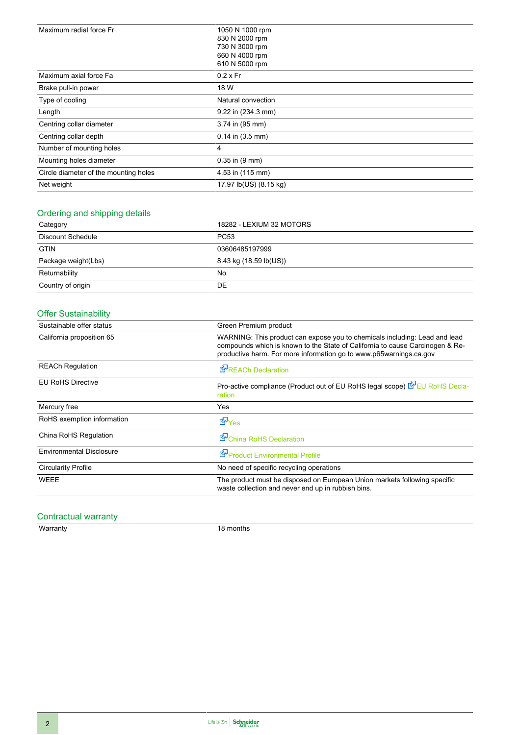| | |
|---|---|
| Maximum radial force Fr | 1050 N 1000 rpm<br>830 N 2000 rpm<br>730 N 3000 rpm<br>660 N 4000 rpm<br>610 N 5000 rpm |
| Maximum axial force Fa | 0.2 x Fr |
| Brake pull-in power | 18 W |
| Type of cooling | Natural convection |
| Length | 9.22 in (234.3 mm) |
| Centring collar diameter | 3.74 in (95 mm) |
| Centring collar depth | 0.14 in (3.5 mm) |
| Number of mounting holes | 4 |
| Mounting holes diameter | 0.35 in (9 mm) |
| Circle diameter of the mounting holes | 4.53 in (115 mm) |
| Net weight | 17.97 lb(US) (8.15 kg) |

## Ordering and shipping details

| | |
|---|---|
| Category | 18282 - LEXIUM 32 MOTORS |
| Discount Schedule | PC53 |
| GTIN | 03606485197999 |
| Package weight(Lbs) | 8.43 kg (18.59 lb(US)) |
| Returnability | No |
| Country of origin | DE |

## Offer Sustainability

| | |
|---|---|
| Sustainable offer status | Green Premium product |
| California proposition 65 | WARNING: This product can expose you to chemicals including: Lead and lead compounds which is known to the State of California to cause Carcinogen & Reproductive harm. For more information go to www.p65warnings.ca.gov |
| REACh Regulation | REACh Declaration |
| EU RoHS Directive | Pro-active compliance (Product out of EU RoHS legal scope) EU RoHS Declaration |
| Mercury free | Yes |
| RoHS exemption information | Yes |
| China RoHS Regulation | China RoHS Declaration |
| Environmental Disclosure | Product Environmental Profile |
| Circularity Profile | No need of specific recycling operations |
| WEEE | The product must be disposed on European Union markets following specific waste collection and never end up in rubbish bins. |

## Contractual warranty

| | |
|---|---|
| Warranty | 18 months |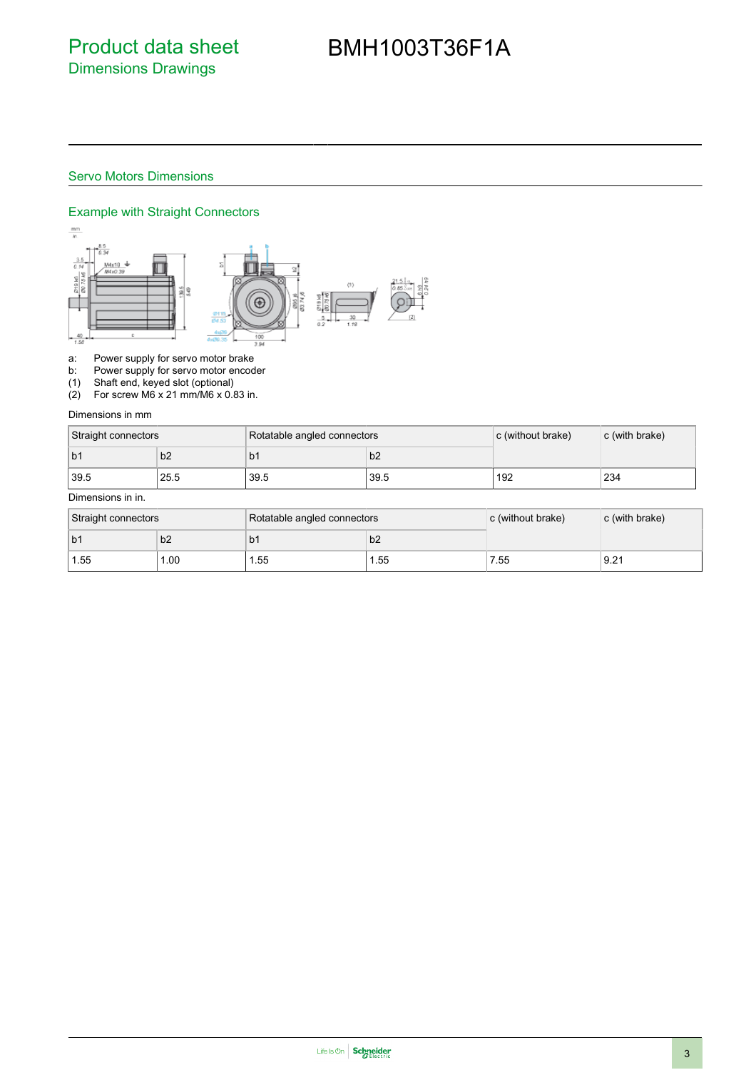# Product data sheet
## Dimensions Drawings

# BMH1003T36F1A

## Servo Motors Dimensions

### Example with Straight Connectors

a: Power supply for servo motor brake
b: Power supply for servo motor encoder
(1) Shaft end, keyed slot (optional)
(2) For screw M6 x 21 mm/M6 x 0.83 in.

Dimensions in mm

| Straight connectors | | Rotatable angled connectors | | c (without brake) | c (with brake) |
|---|---|---|---|---|---|
| b1 | b2 | b1 | b2 | | |
| 39.5 | 25.5 | 39.5 | 39.5 | 192 | 234 |

Dimensions in in.

| Straight connectors | | Rotatable angled connectors | | c (without brake) | c (with brake) |
|---|---|---|---|---|---|
| b1 | b2 | b1 | b2 | | |
| 1.55 | 1.00 | 1.55 | 1.55 | 7.55 | 9.21 |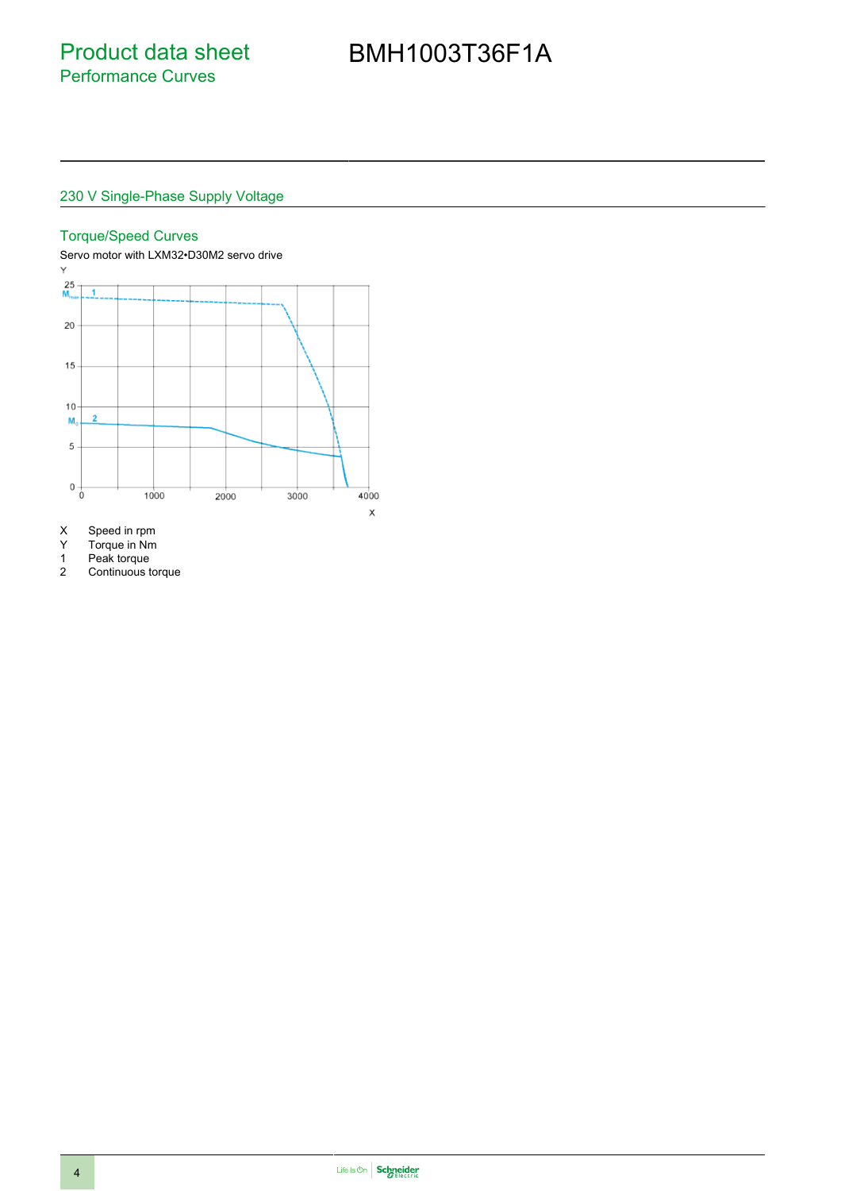# Product data sheet
## Performance Curves

# BMH1003T36F1A

### 230 V Single-Phase Supply Voltage

#### Torque/Speed Curves

Servo motor with LXM32•D30M2 servo drive

Y

25

$M_{max}$ 1

20

15

10

$M_0$ 2

5

0

0 1000 2000 3000 4000

X

X Speed in rpm
Y Torque in Nm
1 Peak torque
2 Continuous torque